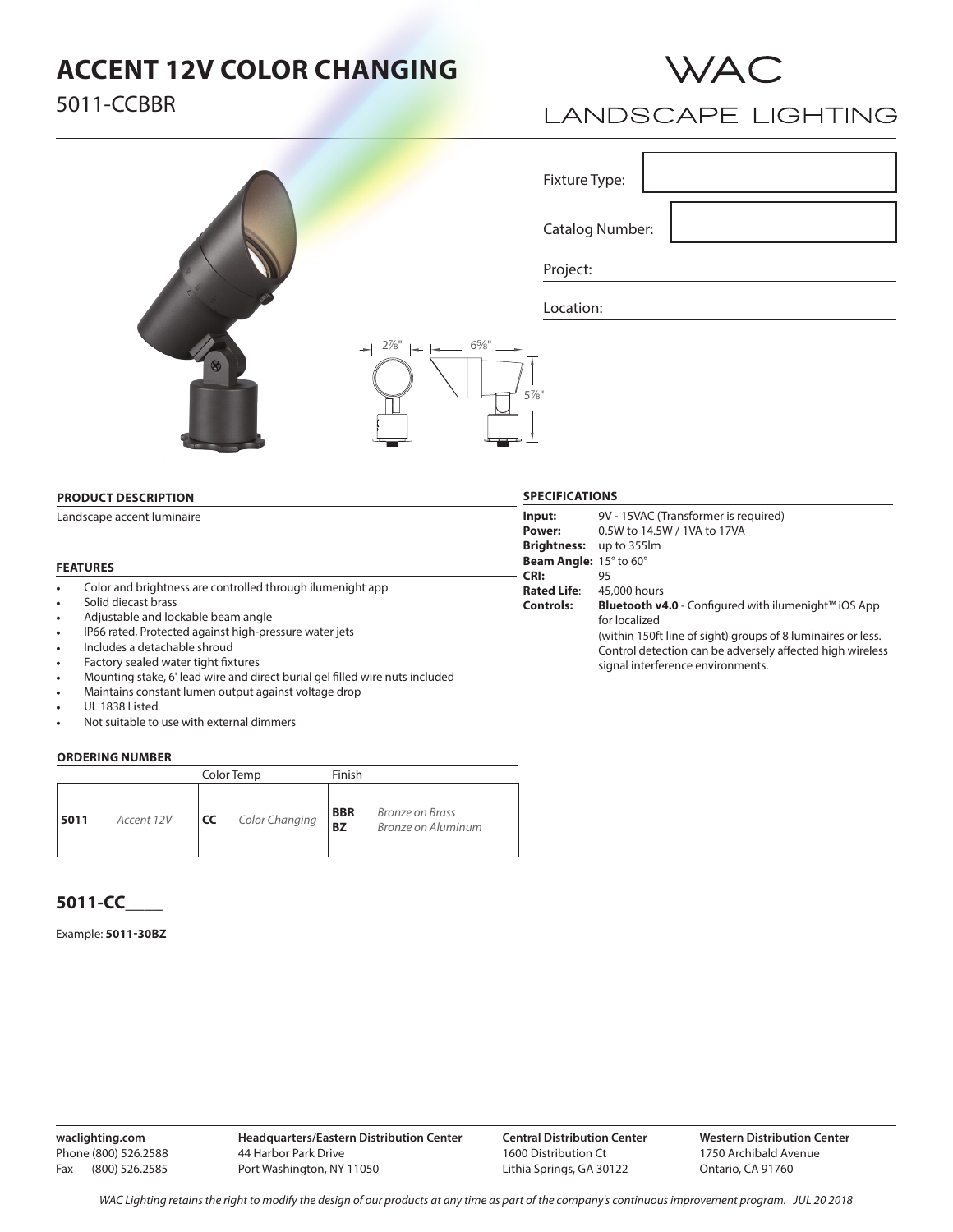# ACCENT 12V COLOR CHANGING

5011-CCBBR

WAC
LANDSCAPE LIGHTING

Fixture Type:

Catalog Number:

Project:

Location:

2⅞" 6⅝" 5⅞"

## PRODUCT DESCRIPTION

Landscape accent luminaire

## FEATURES

- Color and brightness are controlled through ilumenight app
- Solid diecast brass
- Adjustable and lockable beam angle
- IP66 rated, Protected against high-pressure water jets
- Includes a detachable shroud
- Factory sealed water tight fixtures
- Mounting stake, 6' lead wire and direct burial gel filled wire nuts included
- Maintains constant lumen output against voltage drop
- UL 1838 Listed
- Not suitable to use with external dimmers

## SPECIFICATIONS

**Input:** 9V - 15VAC (Transformer is required)
**Power:** 0.5W to 14.5W / 1VA to 17VA
**Brightness:** up to 355lm
**Beam Angle:** 15° to 60°
**CRI:** 95
**Rated Life:** 45,000 hours
**Controls:** **Bluetooth v4.0** - Configured with ilumenight™ iOS App for localized (within 150ft line of sight) groups of 8 luminaires or less. Control detection can be adversely affected high wireless signal interference environments.

## ORDERING NUMBER

| | | Color Temp | | Finish | |
|---|---|---|---|---|---|
| **5011** | *Accent 12V* | **CC** | *Color Changing* | **BBR**<br>**BZ** | *Bronze on Brass*<br>*Bronze on Aluminum* |

**5011-CC\_\_\_\_**

Example: **5011-30BZ**

**waclighting.com**
Phone (800) 526.2588
Fax (800) 526.2585

**Headquarters/Eastern Distribution Center**
44 Harbor Park Drive
Port Washington, NY 11050

**Central Distribution Center**
1600 Distribution Ct
Lithia Springs, GA 30122

**Western Distribution Center**
1750 Archibald Avenue
Ontario, CA 91760

*WAC Lighting retains the right to modify the design of our products at any time as part of the company's continuous improvement program. JUL 20 2018*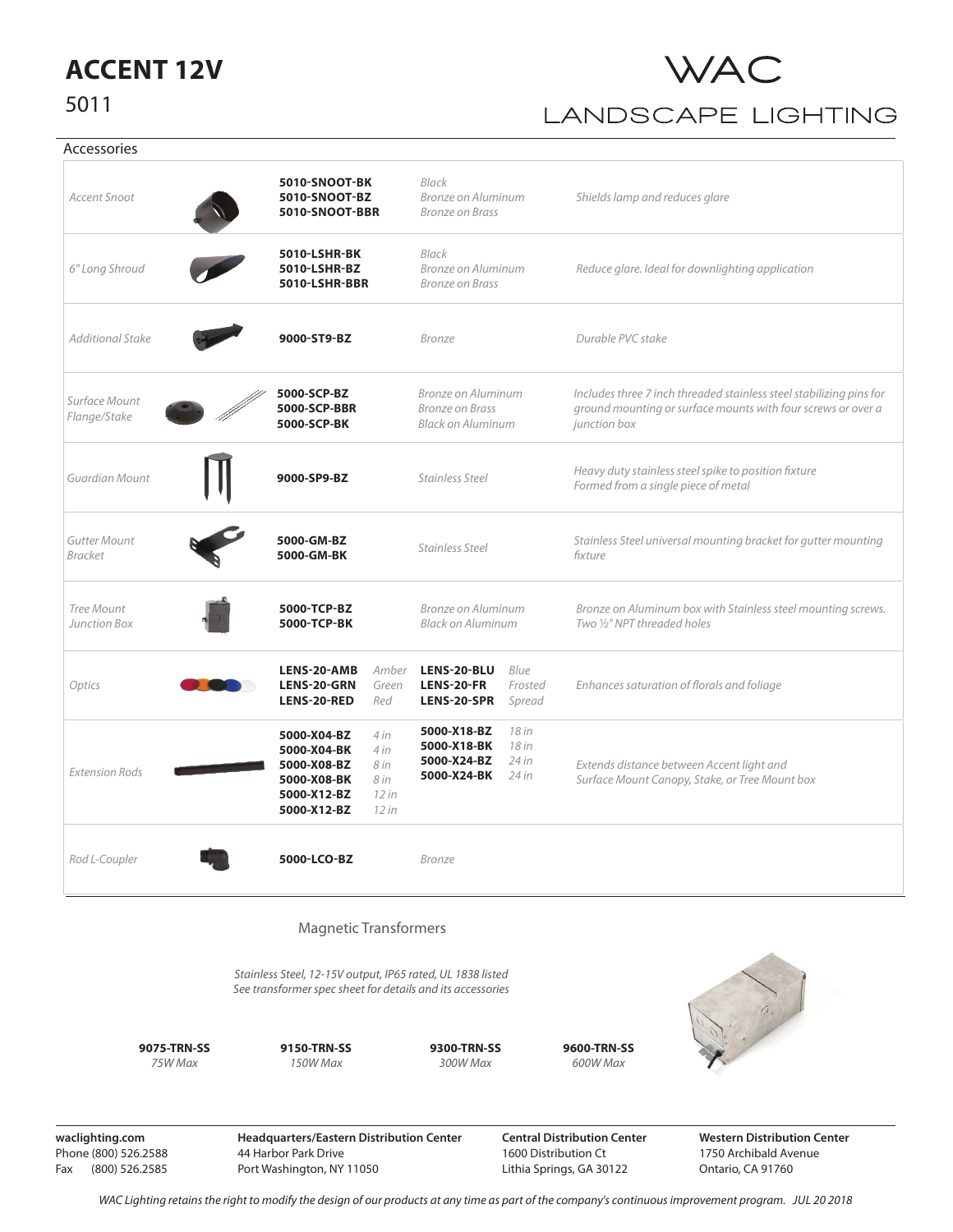# ACCENT 12V

5011

# WAC LANDSCAPE LIGHTING

## Accessories

| | | | |
|---|---|---|---|
| *Accent Snoot* | **5010-SNOOT-BK**<br>**5010-SNOOT-BZ**<br>**5010-SNOOT-BBR** | *Black*<br>*Bronze on Aluminum*<br>*Bronze on Brass* | *Shields lamp and reduces glare* |
| *6" Long Shroud* | **5010-LSHR-BK**<br>**5010-LSHR-BZ**<br>**5010-LSHR-BBR** | *Black*<br>*Bronze on Aluminum*<br>*Bronze on Brass* | *Reduce glare. Ideal for downlighting application* |
| *Additional Stake* | **9000-ST9-BZ** | *Bronze* | *Durable PVC stake* |
| *Surface Mount Flange/Stake* | **5000-SCP-BZ**<br>**5000-SCP-BBR**<br>**5000-SCP-BK** | *Bronze on Aluminum*<br>*Bronze on Brass*<br>*Black on Aluminum* | *Includes three 7 inch threaded stainless steel stabilizing pins for ground mounting or surface mounts with four screws or over a junction box* |
| *Guardian Mount* | **9000-SP9-BZ** | *Stainless Steel* | *Heavy duty stainless steel spike to position fixture Formed from a single piece of metal* |
| *Gutter Mount Bracket* | **5000-GM-BZ**<br>**5000-GM-BK** | *Stainless Steel* | *Stainless Steel universal mounting bracket for gutter mounting fixture* |
| *Tree Mount Junction Box* | **5000-TCP-BZ**<br>**5000-TCP-BK** | *Bronze on Aluminum*<br>*Black on Aluminum* | *Bronze on Aluminum box with Stainless steel mounting screws. Two ½" NPT threaded holes* |
| *Optics* | **LENS-20-AMB** *Amber*<br>**LENS-20-GRN** *Green*<br>**LENS-20-RED** *Red* | **LENS-20-BLU** *Blue*<br>**LENS-20-FR** *Frosted*<br>**LENS-20-SPR** *Spread* | *Enhances saturation of florals and foliage* |
| *Extension Rods* | **5000-X04-BZ** *4 in*<br>**5000-X04-BK** *4 in*<br>**5000-X08-BZ** *8 in*<br>**5000-X08-BK** *8 in*<br>**5000-X12-BZ** *12 in*<br>**5000-X12-BZ** *12 in* | **5000-X18-BZ** *18 in*<br>**5000-X18-BK** *18 in*<br>**5000-X24-BZ** *24 in*<br>**5000-X24-BK** *24 in* | *Extends distance between Accent light and Surface Mount Canopy, Stake, or Tree Mount box* |
| *Rod L-Coupler* | **5000-LCO-BZ** | *Bronze* | |

## Magnetic Transformers

*Stainless Steel, 12-15V output, IP65 rated, UL 1838 listed*
*See transformer spec sheet for details and its accessories*

| | | | |
|---|---|---|---|
| **9075-TRN-SS**<br>*75W Max* | **9150-TRN-SS**<br>*150W Max* | **9300-TRN-SS**<br>*300W Max* | **9600-TRN-SS**<br>*600W Max* |

**waclighting.com**
Phone (800) 526.2588
Fax (800) 526.2585

**Headquarters/Eastern Distribution Center**
44 Harbor Park Drive
Port Washington, NY 11050

**Central Distribution Center**
1600 Distribution Ct
Lithia Springs, GA 30122

**Western Distribution Center**
1750 Archibald Avenue
Ontario, CA 91760

*WAC Lighting retains the right to modify the design of our products at any time as part of the company's continuous improvement program. JUL 20 2018*